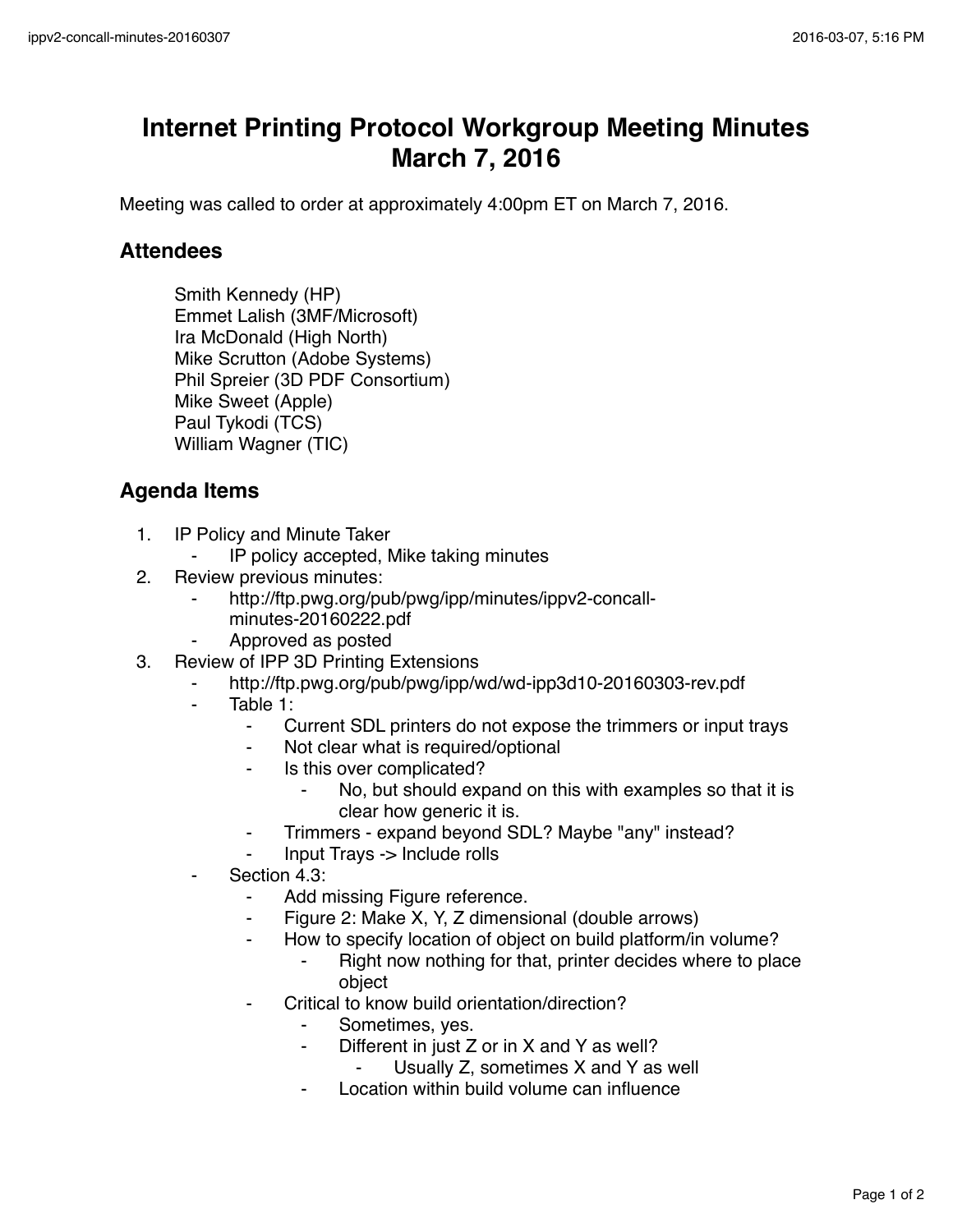# Internet Printing Protocol Workgroup Meeting Minutes March 7, 2016

Meeting was called to order at approximately 4:00pm ET on March 7, 2016.

## Attendees

Smith Kennedy (HP)
Emmet Lalish (3MF/Microsoft)
Ira McDonald (High North)
Mike Scrutton (Adobe Systems)
Phil Spreier (3D PDF Consortium)
Mike Sweet (Apple)
Paul Tykodi (TCS)
William Wagner (TIC)

## Agenda Items

1. IP Policy and Minute Taker
   - IP policy accepted, Mike taking minutes
2. Review previous minutes:
   - http://ftp.pwg.org/pub/pwg/ipp/minutes/ippv2-concall-minutes-20160222.pdf
   - Approved as posted
3. Review of IPP 3D Printing Extensions
   - http://ftp.pwg.org/pub/pwg/ipp/wd/wd-ipp3d10-20160303-rev.pdf
   - Table 1:
     - Current SDL printers do not expose the trimmers or input trays
     - Not clear what is required/optional
     - Is this over complicated?
       - No, but should expand on this with examples so that it is clear how generic it is.
     - Trimmers - expand beyond SDL? Maybe "any" instead?
     - Input Trays -> Include rolls
   - Section 4.3:
     - Add missing Figure reference.
     - Figure 2: Make X, Y, Z dimensional (double arrows)
     - How to specify location of object on build platform/in volume?
       - Right now nothing for that, printer decides where to place object
     - Critical to know build orientation/direction?
       - Sometimes, yes.
       - Different in just Z or in X and Y as well?
         - Usually Z, sometimes X and Y as well
       - Location within build volume can influence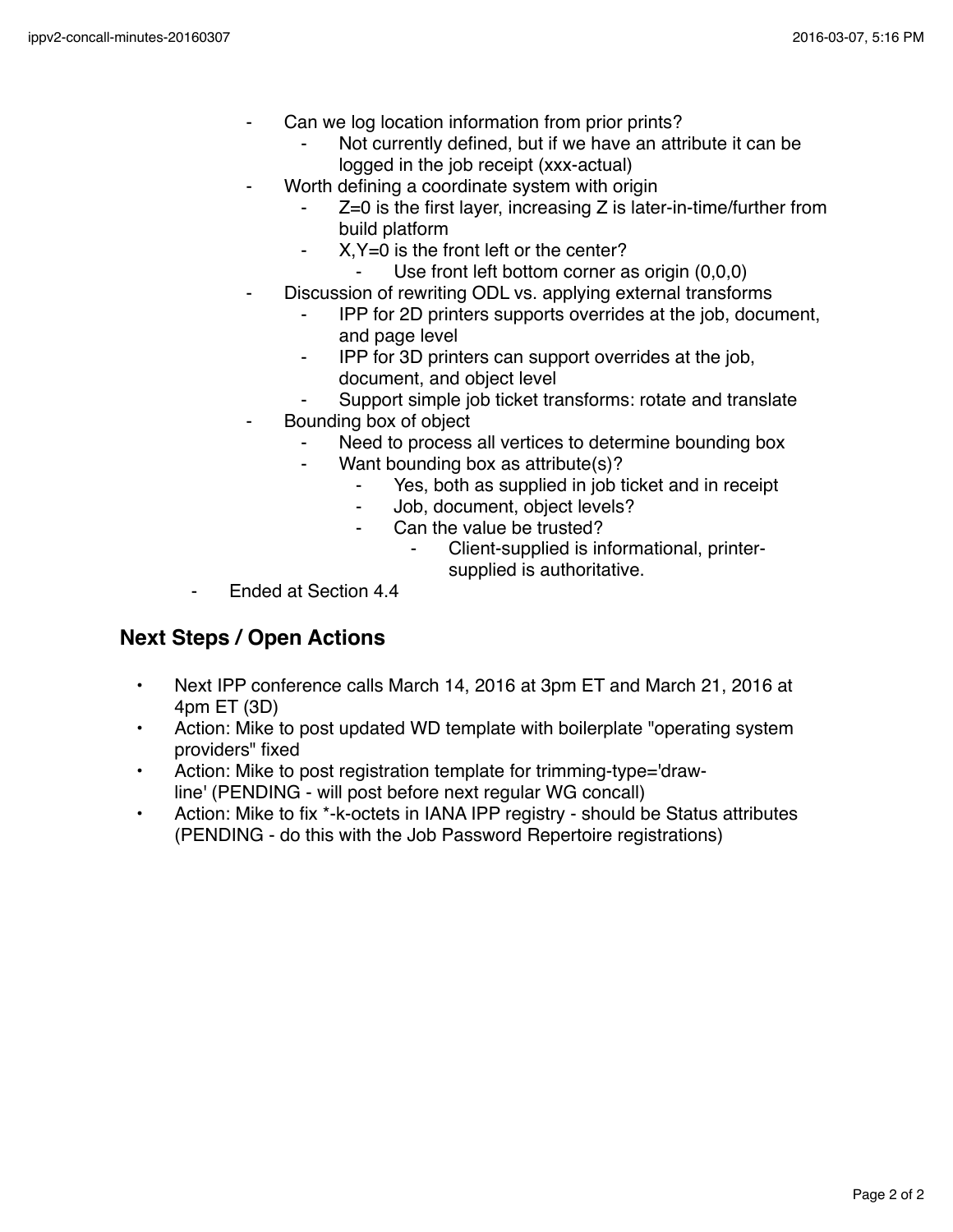- Can we log location information from prior prints?
  - Not currently defined, but if we have an attribute it can be logged in the job receipt (xxx-actual)
- Worth defining a coordinate system with origin
  - Z=0 is the first layer, increasing Z is later-in-time/further from build platform
  - X,Y=0 is the front left or the center?
    - Use front left bottom corner as origin (0,0,0)
- Discussion of rewriting ODL vs. applying external transforms
  - IPP for 2D printers supports overrides at the job, document, and page level
  - IPP for 3D printers can support overrides at the job, document, and object level
  - Support simple job ticket transforms: rotate and translate
- Bounding box of object
  - Need to process all vertices to determine bounding box
  - Want bounding box as attribute(s)?
    - Yes, both as supplied in job ticket and in receipt
    - Job, document, object levels?
    - Can the value be trusted?
      - Client-supplied is informational, printer-supplied is authoritative.

- Ended at Section 4.4

## Next Steps / Open Actions

- Next IPP conference calls March 14, 2016 at 3pm ET and March 21, 2016 at 4pm ET (3D)
- Action: Mike to post updated WD template with boilerplate "operating system providers" fixed
- Action: Mike to post registration template for trimming-type='draw-line' (PENDING - will post before next regular WG concall)
- Action: Mike to fix *-k-octets in IANA IPP registry - should be Status attributes (PENDING - do this with the Job Password Repertoire registrations)